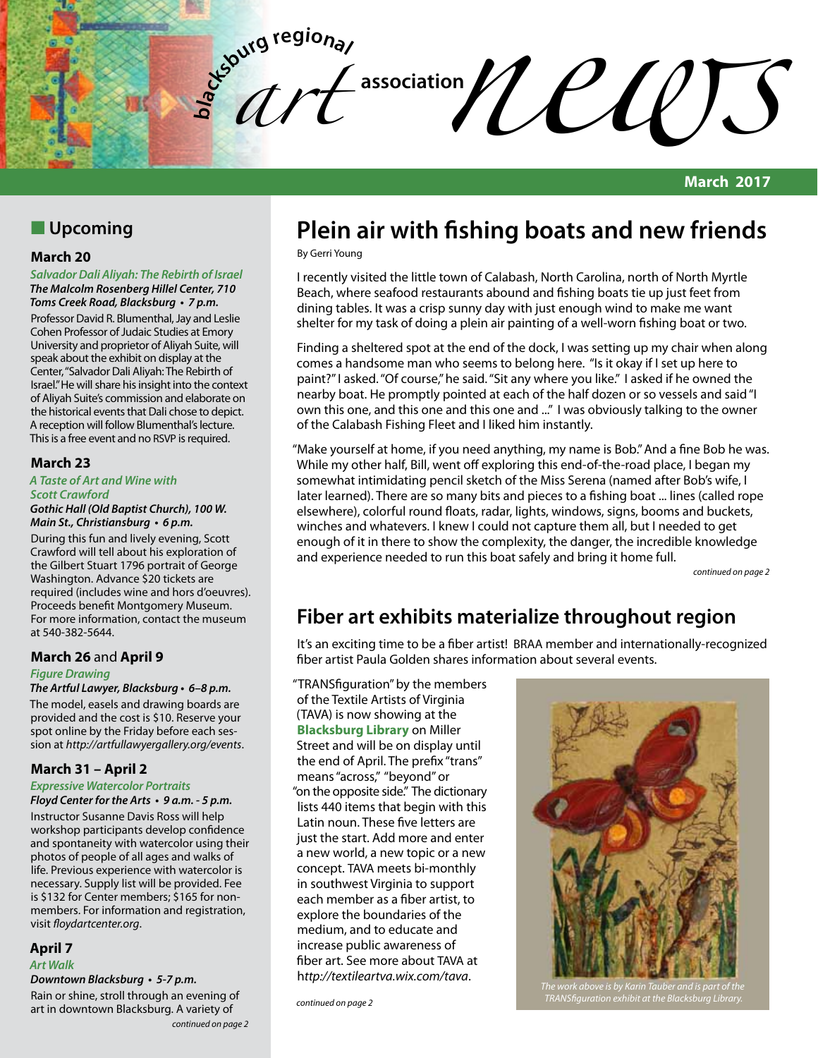# blacksburg regional art association news

March 2017

## Upcoming

### March 20

***Salvador Dali Aliyah: The Rebirth of Israel***
***The Malcolm Rosenberg Hillel Center, 710 Toms Creek Road, Blacksburg • 7 p.m.***

Professor David R. Blumenthal, Jay and Leslie Cohen Professor of Judaic Studies at Emory University and proprietor of Aliyah Suite, will speak about the exhibit on display at the Center, "Salvador Dali Aliyah: The Rebirth of Israel." He will share his insight into the context of Aliyah Suite's commission and elaborate on the historical events that Dali chose to depict. A reception will follow Blumenthal's lecture. This is a free event and no RSVP is required.

### March 23

***A Taste of Art and Wine with Scott Crawford***
***Gothic Hall (Old Baptist Church), 100 W. Main St., Christiansburg • 6 p.m.***

During this fun and lively evening, Scott Crawford will tell about his exploration of the Gilbert Stuart 1796 portrait of George Washington. Advance $20 tickets are required (includes wine and hors d'oeuvres). Proceeds benefit Montgomery Museum. For more information, contact the museum at 540-382-5644.

### March 26 and April 9

***Figure Drawing***
***The Artful Lawyer, Blacksburg • 6–8 p.m.***

The model, easels and drawing boards are provided and the cost is $10. Reserve your spot online by the Friday before each session at *http://artfullawyergallery.org/events*.

### March 31 – April 2

***Expressive Watercolor Portraits***
***Floyd Center for the Arts • 9 a.m. - 5 p.m.***

Instructor Susanne Davis Ross will help workshop participants develop confidence and spontaneity with watercolor using their photos of people of all ages and walks of life. Previous experience with watercolor is necessary. Supply list will be provided. Fee is $132 for Center members; $165 for non-members. For information and registration, visit *floydartcenter.org*.

### April 7

***Art Walk***
***Downtown Blacksburg • 5-7 p.m.***

Rain or shine, stroll through an evening of art in downtown Blacksburg. A variety of

*continued on page 2*

## Plein air with fishing boats and new friends

By Gerri Young

I recently visited the little town of Calabash, North Carolina, north of North Myrtle Beach, where seafood restaurants abound and fishing boats tie up just feet from dining tables. It was a crisp sunny day with just enough wind to make me want shelter for my task of doing a plein air painting of a well-worn fishing boat or two.

Finding a sheltered spot at the end of the dock, I was setting up my chair when along comes a handsome man who seems to belong here. "Is it okay if I set up here to paint?" I asked. "Of course," he said. "Sit any where you like." I asked if he owned the nearby boat. He promptly pointed at each of the half dozen or so vessels and said "I own this one, and this one and this one and ..." I was obviously talking to the owner of the Calabash Fishing Fleet and I liked him instantly.

"Make yourself at home, if you need anything, my name is Bob." And a fine Bob he was. While my other half, Bill, went off exploring this end-of-the-road place, I began my somewhat intimidating pencil sketch of the Miss Serena (named after Bob's wife, I later learned). There are so many bits and pieces to a fishing boat ... lines (called rope elsewhere), colorful round floats, radar, lights, windows, signs, booms and buckets, winches and whatevers. I knew I could not capture them all, but I needed to get enough of it in there to show the complexity, the danger, the incredible knowledge and experience needed to run this boat safely and bring it home full.

*continued on page 2*

## Fiber art exhibits materialize throughout region

It's an exciting time to be a fiber artist! BRAA member and internationally-recognized fiber artist Paula Golden shares information about several events.

"TRANSfiguration" by the members of the Textile Artists of Virginia (TAVA) is now showing at the **Blacksburg Library** on Miller Street and will be on display until the end of April. The prefix "trans" means "across," "beyond" or "on the opposite side." The dictionary lists 440 items that begin with this Latin noun. These five letters are just the start. Add more and enter a new world, a new topic or a new concept. TAVA meets bi-monthly in southwest Virginia to support each member as a fiber artist, to explore the boundaries of the medium, and to educate and increase public awareness of fiber art. See more about TAVA at *http://textileartva.wix.com/tava*.

*The work above is by Karin Tauber and is part of the TRANSfiguration exhibit at the Blacksburg Library.*

*continued on page 2*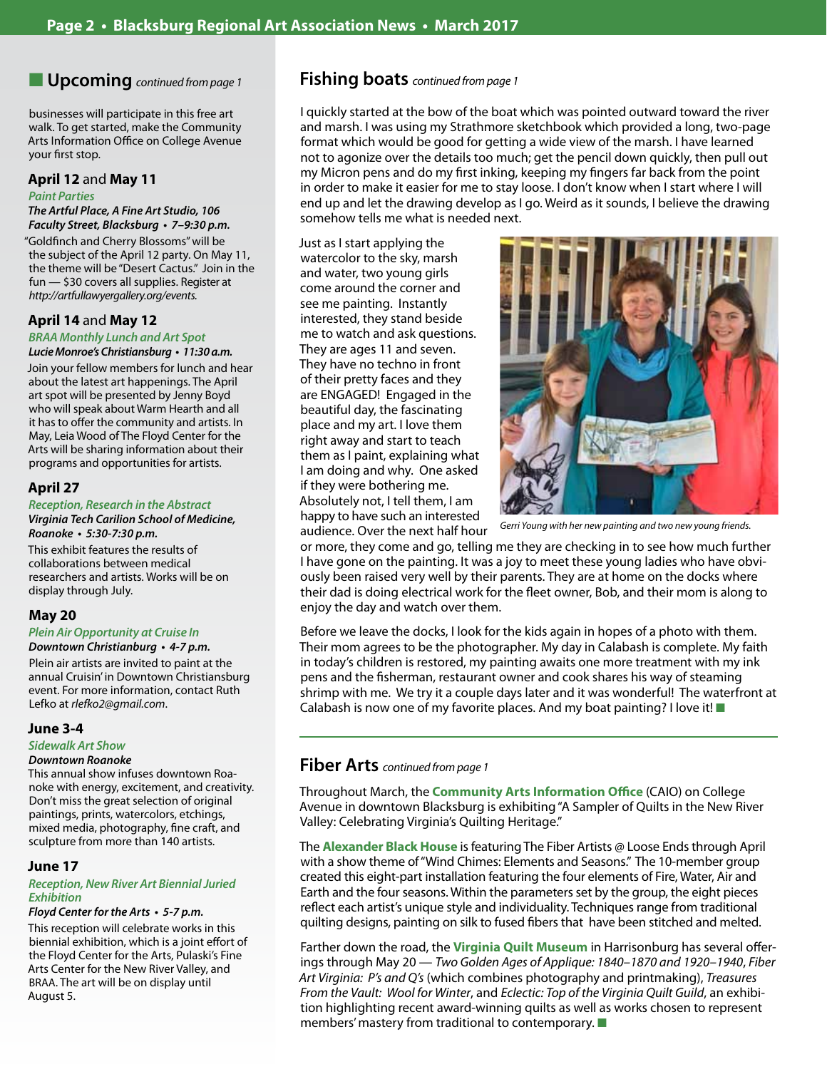## Upcoming *continued from page 1*

businesses will participate in this free art walk. To get started, make the Community Arts Information Office on College Avenue your first stop.

### April 12 and May 11

*Paint Parties*

***The Artful Place, A Fine Art Studio, 106 Faculty Street, Blacksburg • 7–9:30 p.m.***

"Goldfinch and Cherry Blossoms" will be the subject of the April 12 party. On May 11, the theme will be "Desert Cactus." Join in the fun — $30 covers all supplies. Register at *http://artfullawyergallery.org/events.*

### April 14 and May 12

*BRAA Monthly Lunch and Art Spot*

***Lucie Monroe's Christiansburg • 11:30 a.m.***

Join your fellow members for lunch and hear about the latest art happenings. The April art spot will be presented by Jenny Boyd who will speak about Warm Hearth and all it has to offer the community and artists. In May, Leia Wood of The Floyd Center for the Arts will be sharing information about their programs and opportunities for artists.

### April 27

*Reception, Research in the Abstract*

***Virginia Tech Carilion School of Medicine, Roanoke • 5:30-7:30 p.m.***

This exhibit features the results of collaborations between medical researchers and artists. Works will be on display through July.

### May 20

*Plein Air Opportunity at Cruise In*

***Downtown Christianburg • 4-7 p.m.***

Plein air artists are invited to paint at the annual Cruisin' in Downtown Christiansburg event. For more information, contact Ruth Lefko at *rlefko2@gmail.com*.

### June 3-4

*Sidewalk Art Show*

***Downtown Roanoke***

This annual show infuses downtown Roanoke with energy, excitement, and creativity. Don't miss the great selection of original paintings, prints, watercolors, etchings, mixed media, photography, fine craft, and sculpture from more than 140 artists.

### June 17

*Reception, New River Art Biennial Juried Exhibition*

***Floyd Center for the Arts • 5-7 p.m.***

This reception will celebrate works in this biennial exhibition, which is a joint effort of the Floyd Center for the Arts, Pulaski's Fine Arts Center for the New River Valley, and BRAA. The art will be on display until August 5.

## Fishing boats *continued from page 1*

I quickly started at the bow of the boat which was pointed outward toward the river and marsh. I was using my Strathmore sketchbook which provided a long, two-page format which would be good for getting a wide view of the marsh. I have learned not to agonize over the details too much; get the pencil down quickly, then pull out my Micron pens and do my first inking, keeping my fingers far back from the point in order to make it easier for me to stay loose. I don't know when I start where I will end up and let the drawing develop as I go. Weird as it sounds, I believe the drawing somehow tells me what is needed next.

Just as I start applying the watercolor to the sky, marsh and water, two young girls come around the corner and see me painting. Instantly interested, they stand beside me to watch and ask questions. They are ages 11 and seven. They have no techno in front of their pretty faces and they are ENGAGED! Engaged in the beautiful day, the fascinating place and my art. I love them right away and start to teach them as I paint, explaining what I am doing and why. One asked if they were bothering me. Absolutely not, I tell them, I am happy to have such an interested audience. Over the next half hour or more, they come and go, telling me they are checking in to see how much further I have gone on the painting. It was a joy to meet these young ladies who have obviously been raised very well by their parents. They are at home on the docks where their dad is doing electrical work for the fleet owner, Bob, and their mom is along to enjoy the day and watch over them.

*Gerri Young with her new painting and two new young friends.*

Before we leave the docks, I look for the kids again in hopes of a photo with them. Their mom agrees to be the photographer. My day in Calabash is complete. My faith in today's children is restored, my painting awaits one more treatment with my ink pens and the fisherman, restaurant owner and cook shares his way of steaming shrimp with me. We try it a couple days later and it was wonderful! The waterfront at Calabash is now one of my favorite places. And my boat painting? I love it! ■

## Fiber Arts *continued from page 1*

Throughout March, the **Community Arts Information Office** (CAIO) on College Avenue in downtown Blacksburg is exhibiting "A Sampler of Quilts in the New River Valley: Celebrating Virginia's Quilting Heritage."

The **Alexander Black House** is featuring The Fiber Artists @ Loose Ends through April with a show theme of "Wind Chimes: Elements and Seasons." The 10-member group created this eight-part installation featuring the four elements of Fire, Water, Air and Earth and the four seasons. Within the parameters set by the group, the eight pieces reflect each artist's unique style and individuality. Techniques range from traditional quilting designs, painting on silk to fused fibers that have been stitched and melted.

Farther down the road, the **Virginia Quilt Museum** in Harrisonburg has several offerings through May 20 — *Two Golden Ages of Applique: 1840–1870 and 1920–1940*, *Fiber Art Virginia: P's and Q's* (which combines photography and printmaking), *Treasures From the Vault: Wool for Winter*, and *Eclectic: Top of the Virginia Quilt Guild*, an exhibition highlighting recent award-winning quilts as well as works chosen to represent members' mastery from traditional to contemporary. ■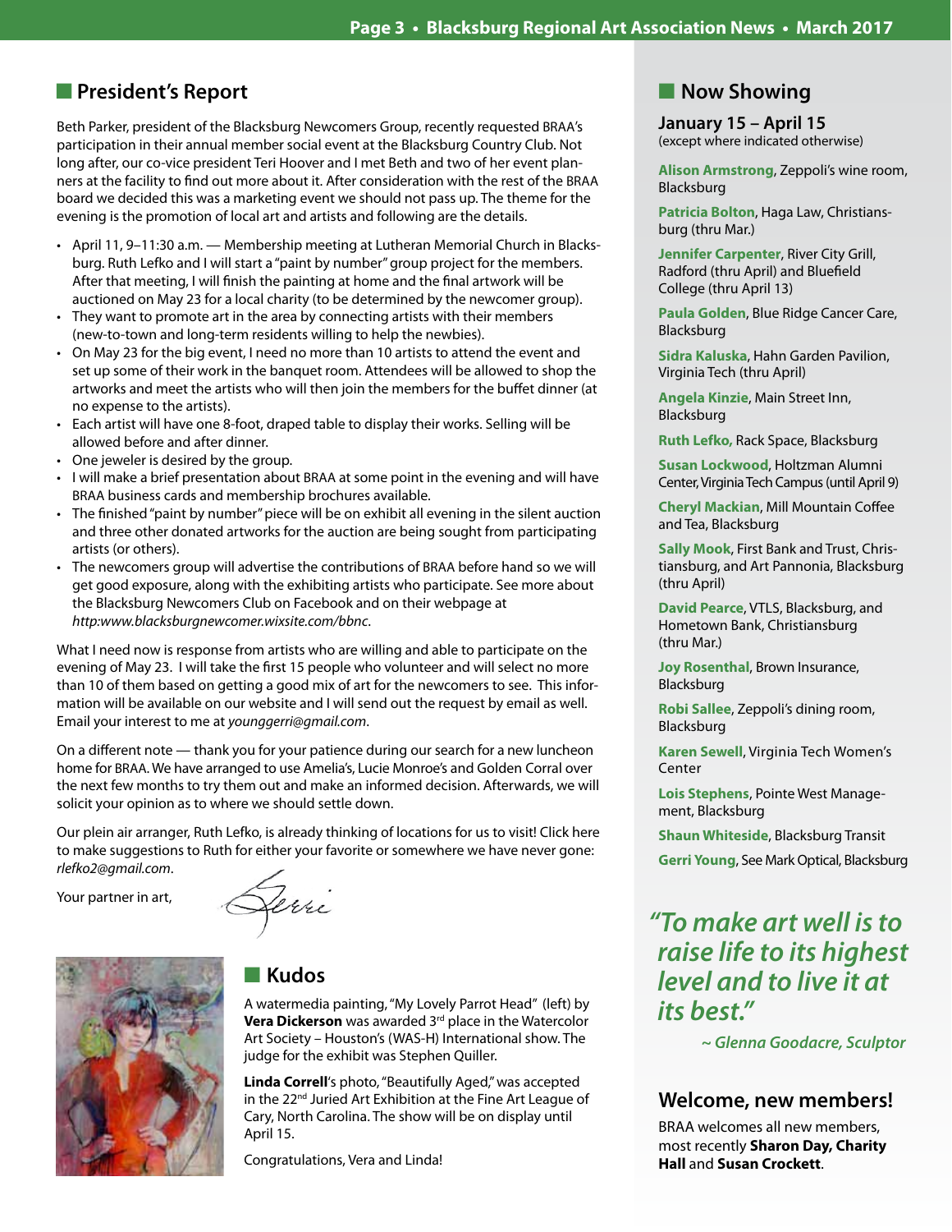## President's Report

Beth Parker, president of the Blacksburg Newcomers Group, recently requested BRAA's participation in their annual member social event at the Blacksburg Country Club. Not long after, our co-vice president Teri Hoover and I met Beth and two of her event planners at the facility to find out more about it. After consideration with the rest of the BRAA board we decided this was a marketing event we should not pass up. The theme for the evening is the promotion of local art and artists and following are the details.

- April 11, 9–11:30 a.m. — Membership meeting at Lutheran Memorial Church in Blacksburg. Ruth Lefko and I will start a "paint by number" group project for the members. After that meeting, I will finish the painting at home and the final artwork will be auctioned on May 23 for a local charity (to be determined by the newcomer group).
- They want to promote art in the area by connecting artists with their members (new-to-town and long-term residents willing to help the newbies).
- On May 23 for the big event, I need no more than 10 artists to attend the event and set up some of their work in the banquet room. Attendees will be allowed to shop the artworks and meet the artists who will then join the members for the buffet dinner (at no expense to the artists).
- Each artist will have one 8-foot, draped table to display their works. Selling will be allowed before and after dinner.
- One jeweler is desired by the group.
- I will make a brief presentation about BRAA at some point in the evening and will have BRAA business cards and membership brochures available.
- The finished "paint by number" piece will be on exhibit all evening in the silent auction and three other donated artworks for the auction are being sought from participating artists (or others).
- The newcomers group will advertise the contributions of BRAA before hand so we will get good exposure, along with the exhibiting artists who participate. See more about the Blacksburg Newcomers Club on Facebook and on their webpage at *http:www.blacksburgnewcomer.wixsite.com/bbnc*.

What I need now is response from artists who are willing and able to participate on the evening of May 23. I will take the first 15 people who volunteer and will select no more than 10 of them based on getting a good mix of art for the newcomers to see. This information will be available on our website and I will send out the request by email as well. Email your interest to me at *younggerri@gmail.com*.

On a different note — thank you for your patience during our search for a new luncheon home for BRAA. We have arranged to use Amelia's, Lucie Monroe's and Golden Corral over the next few months to try them out and make an informed decision. Afterwards, we will solicit your opinion as to where we should settle down.

Our plein air arranger, Ruth Lefko, is already thinking of locations for us to visit! Click here to make suggestions to Ruth for either your favorite or somewhere we have never gone: *rlefko2@gmail.com*.

Your partner in art,

Gerri

## Kudos

A watermedia painting, "My Lovely Parrot Head" (left) by **Vera Dickerson** was awarded 3rd place in the Watercolor Art Society – Houston's (WAS-H) International show. The judge for the exhibit was Stephen Quiller.

**Linda Correll**'s photo, "Beautifully Aged," was accepted in the 22nd Juried Art Exhibition at the Fine Art League of Cary, North Carolina. The show will be on display until April 15.

Congratulations, Vera and Linda!

## Now Showing

**January 15 – April 15**
(except where indicated otherwise)

**Alison Armstrong**, Zeppoli's wine room, Blacksburg

**Patricia Bolton**, Haga Law, Christiansburg (thru Mar.)

**Jennifer Carpenter**, River City Grill, Radford (thru April) and Bluefield College (thru April 13)

**Paula Golden**, Blue Ridge Cancer Care, Blacksburg

**Sidra Kaluska**, Hahn Garden Pavilion, Virginia Tech (thru April)

**Angela Kinzie**, Main Street Inn, Blacksburg

**Ruth Lefko**, Rack Space, Blacksburg

**Susan Lockwood**, Holtzman Alumni Center, Virginia Tech Campus (until April 9)

**Cheryl Mackian**, Mill Mountain Coffee and Tea, Blacksburg

**Sally Mook**, First Bank and Trust, Christiansburg, and Art Pannonia, Blacksburg (thru April)

**David Pearce**, VTLS, Blacksburg, and Hometown Bank, Christiansburg (thru Mar.)

**Joy Rosenthal**, Brown Insurance, Blacksburg

**Robi Sallee**, Zeppoli's dining room, Blacksburg

**Karen Sewell**, Virginia Tech Women's Center

**Lois Stephens**, Pointe West Management, Blacksburg

**Shaun Whiteside**, Blacksburg Transit

**Gerri Young**, See Mark Optical, Blacksburg

*"To make art well is to raise life to its highest level and to live it at its best."*

*~ Glenna Goodacre, Sculptor*

## Welcome, new members!

BRAA welcomes all new members, most recently **Sharon Day, Charity Hall** and **Susan Crockett**.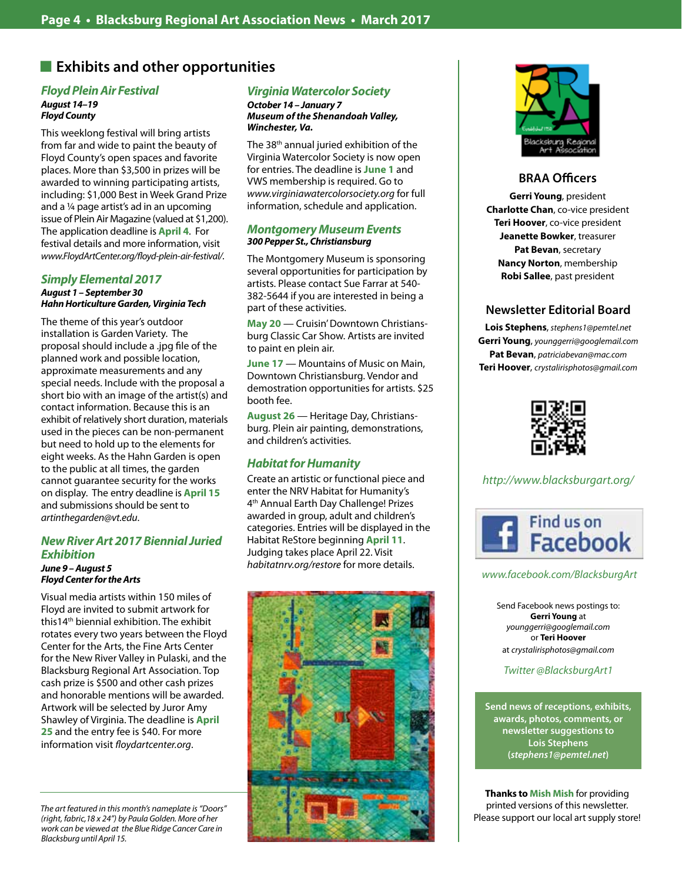## Exhibits and other opportunities

### *Floyd Plein Air Festival*

***August 14–19***
***Floyd County***

This weeklong festival will bring artists from far and wide to paint the beauty of Floyd County's open spaces and favorite places. More than $3,500 in prizes will be awarded to winning participating artists, including: $1,000 Best in Week Grand Prize and a ¼ page artist's ad in an upcoming issue of Plein Air Magazine (valued at $1,200). The application deadline is **April 4**. For festival details and more information, visit *www.FloydArtCenter.org/floyd-plein-air-festival/*.

### *Simply Elemental 2017*

***August 1 – September 30***
***Hahn Horticulture Garden, Virginia Tech***

The theme of this year's outdoor installation is Garden Variety. The proposal should include a .jpg file of the planned work and possible location, approximate measurements and any special needs. Include with the proposal a short bio with an image of the artist(s) and contact information. Because this is an exhibit of relatively short duration, materials used in the pieces can be non-permanent but need to hold up to the elements for eight weeks. As the Hahn Garden is open to the public at all times, the garden cannot guarantee security for the works on display. The entry deadline is **April 15** and submissions should be sent to *artinthegarden@vt.edu*.

### *New River Art 2017 Biennial Juried Exhibition*

***June 9 – August 5***
***Floyd Center for the Arts***

Visual media artists within 150 miles of Floyd are invited to submit artwork for this14th biennial exhibition. The exhibit rotates every two years between the Floyd Center for the Arts, the Fine Arts Center for the New River Valley in Pulaski, and the Blacksburg Regional Art Association. Top cash prize is $500 and other cash prizes and honorable mentions will be awarded. Artwork will be selected by Juror Amy Shawley of Virginia. The deadline is **April 25** and the entry fee is $40. For more information visit *floydartcenter.org*.

### *Virginia Watercolor Society*

***October 14 – January 7***
***Museum of the Shenandoah Valley, Winchester, Va.***

The 38th annual juried exhibition of the Virginia Watercolor Society is now open for entries. The deadline is **June 1** and VWS membership is required. Go to *www.virginiawatercolorsociety.org* for full information, schedule and application.

### *Montgomery Museum Events*

***300 Pepper St., Christiansburg***

The Montgomery Museum is sponsoring several opportunities for participation by artists. Please contact Sue Farrar at 540-382-5644 if you are interested in being a part of these activities.

**May 20** — Cruisin' Downtown Christiansburg Classic Car Show. Artists are invited to paint en plein air.

**June 17** — Mountains of Music on Main, Downtown Christiansburg. Vendor and demostration opportunities for artists. $25 booth fee.

**August 26** — Heritage Day, Christiansburg. Plein air painting, demonstrations, and children's activities.

### *Habitat for Humanity*

Create an artistic or functional piece and enter the NRV Habitat for Humanity's 4th Annual Earth Day Challenge! Prizes awarded in group, adult and children's categories. Entries will be displayed in the Habitat ReStore beginning **April 11**. Judging takes place April 22. Visit *habitatnrv.org/restore* for more details.

*The art featured in this month's nameplate is "Doors" (right, fabric,18 x 24") by Paula Golden. More of her work can be viewed at the Blue Ridge Cancer Care in Blacksburg until April 15.*

---

### BRAA Officers

**Gerri Young**, president
**Charlotte Chan**, co-vice president
**Teri Hoover**, co-vice president
**Jeanette Bowker**, treasurer
**Pat Bevan**, secretary
**Nancy Norton**, membership
**Robi Sallee**, past president

### Newsletter Editorial Board

**Lois Stephens**, *stephens1@pemtel.net*
**Gerri Young**, *younggerri@googlemail.com*
**Pat Bevan**, *patriciabevan@mac.com*
**Teri Hoover**, *crystalirisphotos@gmail.com*

*http://www.blacksburgart.org/*

Find us on Facebook

*www.facebook.com/BlacksburgArt*

Send Facebook news postings to: **Gerri Young** at *younggerri@googlemail.com* or **Teri Hoover** at *crystalirisphotos@gmail.com*

*Twitter @BlacksburgArt1*

**Send news of receptions, exhibits, awards, photos, comments, or newsletter suggestions to Lois Stephens (*stephens1@pemtel.net*)**

**Thanks to Mish Mish** for providing printed versions of this newsletter. Please support our local art supply store!